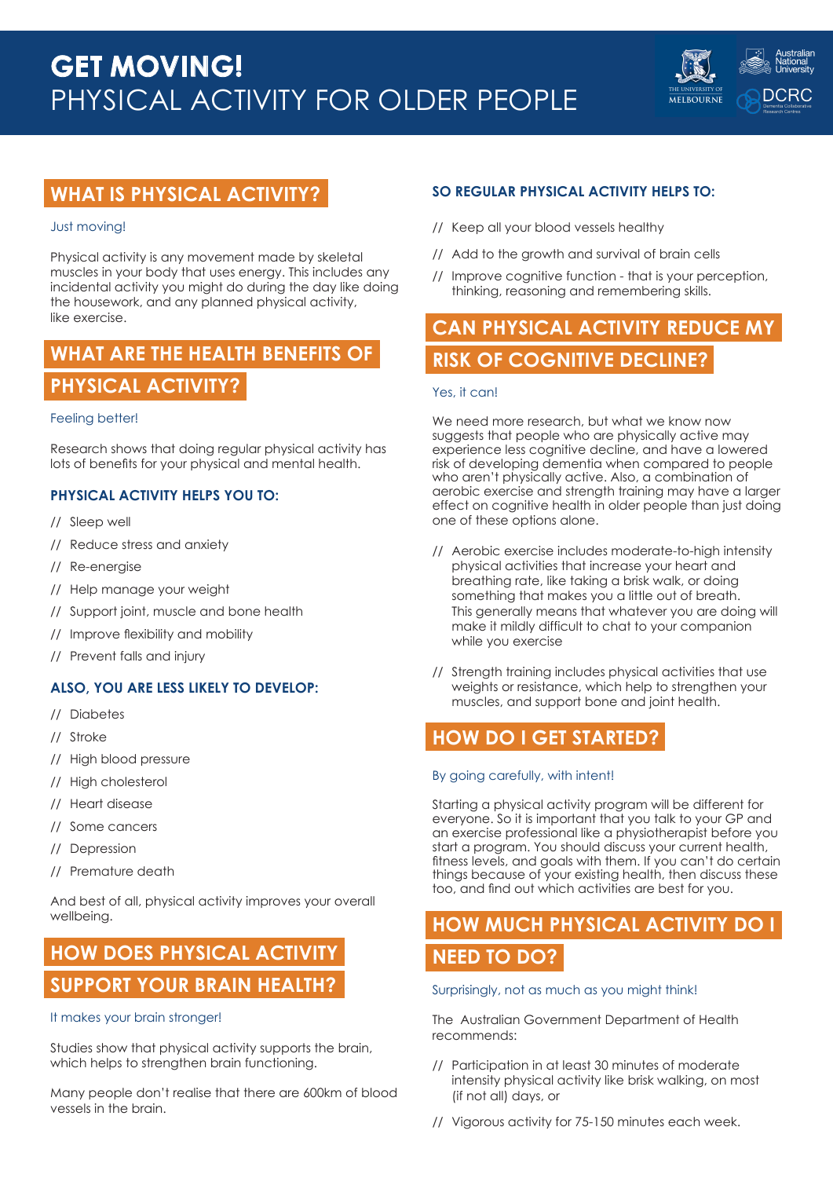# GET MOVING!
# PHYSICAL ACTIVITY FOR OLDER PEOPLE

## WHAT IS PHYSICAL ACTIVITY?

Just moving!

Physical activity is any movement made by skeletal muscles in your body that uses energy. This includes any incidental activity you might do during the day like doing the housework, and any planned physical activity, like exercise.

## WHAT ARE THE HEALTH BENEFITS OF PHYSICAL ACTIVITY?

Feeling better!

Research shows that doing regular physical activity has lots of benefits for your physical and mental health.

### PHYSICAL ACTIVITY HELPS YOU TO:

- Sleep well
- Reduce stress and anxiety
- Re-energise
- Help manage your weight
- Support joint, muscle and bone health
- Improve flexibility and mobility
- Prevent falls and injury

### ALSO, YOU ARE LESS LIKELY TO DEVELOP:

- Diabetes
- Stroke
- High blood pressure
- High cholesterol
- Heart disease
- Some cancers
- Depression
- Premature death

And best of all, physical activity improves your overall wellbeing.

## HOW DOES PHYSICAL ACTIVITY SUPPORT YOUR BRAIN HEALTH?

It makes your brain stronger!

Studies show that physical activity supports the brain, which helps to strengthen brain functioning.

Many people don't realise that there are 600km of blood vessels in the brain.

### SO REGULAR PHYSICAL ACTIVITY HELPS TO:

- Keep all your blood vessels healthy
- Add to the growth and survival of brain cells
- Improve cognitive function - that is your perception, thinking, reasoning and remembering skills.

## CAN PHYSICAL ACTIVITY REDUCE MY RISK OF COGNITIVE DECLINE?

Yes, it can!

We need more research, but what we know now suggests that people who are physically active may experience less cognitive decline, and have a lowered risk of developing dementia when compared to people who aren't physically active. Also, a combination of aerobic exercise and strength training may have a larger effect on cognitive health in older people than just doing one of these options alone.

- Aerobic exercise includes moderate-to-high intensity physical activities that increase your heart and breathing rate, like taking a brisk walk, or doing something that makes you a little out of breath. This generally means that whatever you are doing will make it mildly difficult to chat to your companion while you exercise
- Strength training includes physical activities that use weights or resistance, which help to strengthen your muscles, and support bone and joint health.

## HOW DO I GET STARTED?

By going carefully, with intent!

Starting a physical activity program will be different for everyone. So it is important that you talk to your GP and an exercise professional like a physiotherapist before you start a program. You should discuss your current health, fitness levels, and goals with them. If you can't do certain things because of your existing health, then discuss these too, and find out which activities are best for you.

## HOW MUCH PHYSICAL ACTIVITY DO I NEED TO DO?

Surprisingly, not as much as you might think!

The Australian Government Department of Health recommends:

- Participation in at least 30 minutes of moderate intensity physical activity like brisk walking, on most (if not all) days, or
- Vigorous activity for 75-150 minutes each week.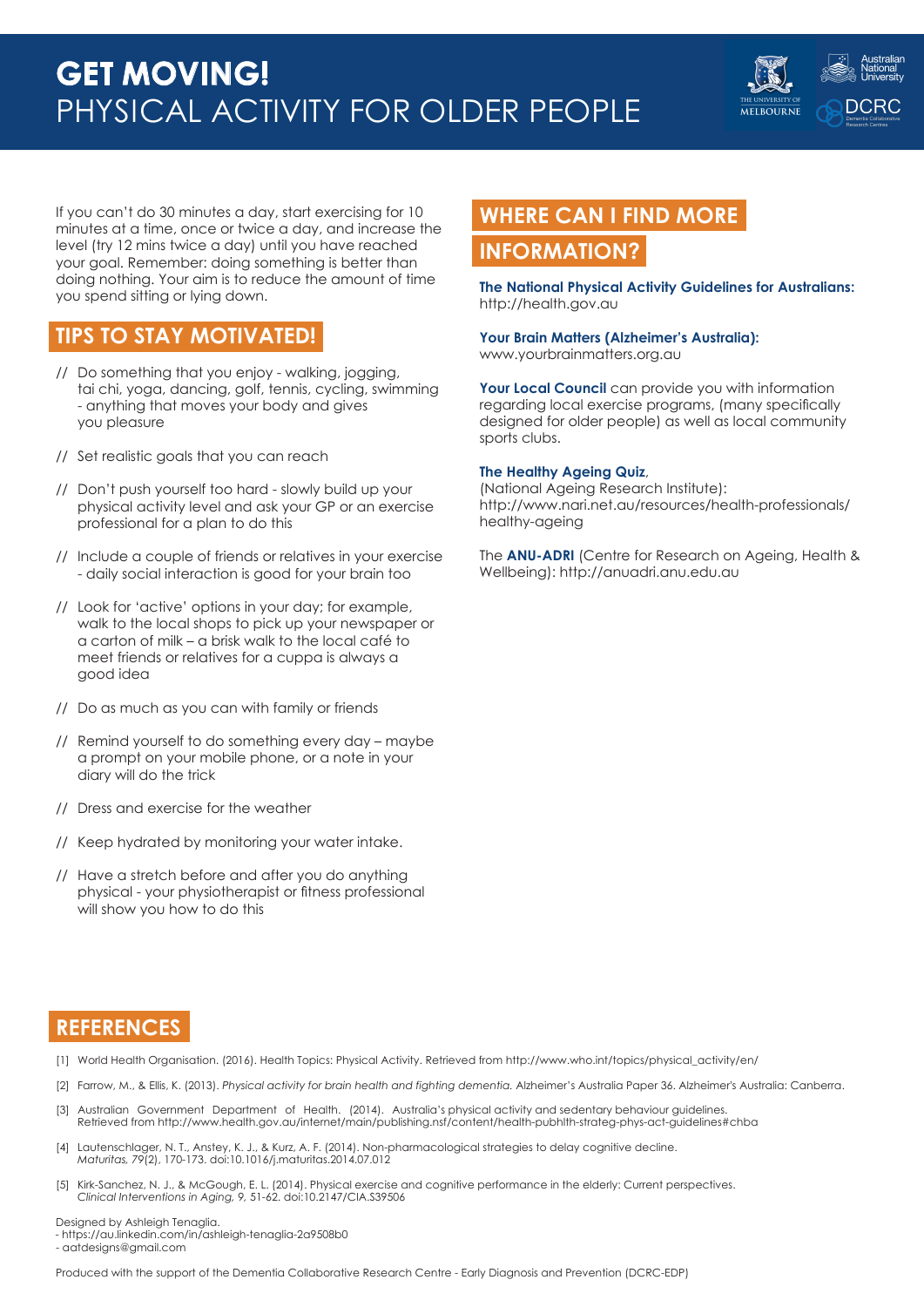# GET MOVING!
# PHYSICAL ACTIVITY FOR OLDER PEOPLE

If you can't do 30 minutes a day, start exercising for 10 minutes at a time, once or twice a day, and increase the level (try 12 mins twice a day) until you have reached your goal. Remember: doing something is better than doing nothing. Your aim is to reduce the amount of time you spend sitting or lying down.

## TIPS TO STAY MOTIVATED!

// Do something that you enjoy - walking, jogging, tai chi, yoga, dancing, golf, tennis, cycling, swimming - anything that moves your body and gives you pleasure

// Set realistic goals that you can reach

// Don't push yourself too hard - slowly build up your physical activity level and ask your GP or an exercise professional for a plan to do this

// Include a couple of friends or relatives in your exercise - daily social interaction is good for your brain too

// Look for 'active' options in your day; for example, walk to the local shops to pick up your newspaper or a carton of milk – a brisk walk to the local café to meet friends or relatives for a cuppa is always a good idea

// Do as much as you can with family or friends

// Remind yourself to do something every day – maybe a prompt on your mobile phone, or a note in your diary will do the trick

// Dress and exercise for the weather

// Keep hydrated by monitoring your water intake.

// Have a stretch before and after you do anything physical - your physiotherapist or fitness professional will show you how to do this

## WHERE CAN I FIND MORE INFORMATION?

**The National Physical Activity Guidelines for Australians:**
http://health.gov.au

**Your Brain Matters (Alzheimer's Australia):**
www.yourbrainmatters.org.au

**Your Local Council** can provide you with information regarding local exercise programs, (many specifically designed for older people) as well as local community sports clubs.

**The Healthy Ageing Quiz**,
(National Ageing Research Institute):
http://www.nari.net.au/resources/health-professionals/healthy-ageing

The **ANU-ADRI** (Centre for Research on Ageing, Health & Wellbeing): http://anuadri.anu.edu.au

## REFERENCES

[1] World Health Organisation. (2016). Health Topics: Physical Activity. Retrieved from http://www.who.int/topics/physical_activity/en/

[2] Farrow, M., & Ellis, K. (2013). *Physical activity for brain health and fighting dementia.* Alzheimer's Australia Paper 36. Alzheimer's Australia: Canberra.

[3] Australian Government Department of Health. (2014). Australia's physical activity and sedentary behaviour guidelines. Retrieved from http://www.health.gov.au/internet/main/publishing.nsf/content/health-pubhlth-strateg-phys-act-guidelines#chba

[4] Lautenschlager, N. T., Anstey, K. J., & Kurz, A. F. (2014). Non-pharmacological strategies to delay cognitive decline. *Maturitas, 79*(2), 170-173. doi:10.1016/j.maturitas.2014.07.012

[5] Kirk-Sanchez, N. J., & McGough, E. L. (2014). Physical exercise and cognitive performance in the elderly: Current perspectives. *Clinical Interventions in Aging, 9*, 51-62. doi:10.2147/CIA.S39506

Designed by Ashleigh Tenaglia.
- https://au.linkedin.com/in/ashleigh-tenaglia-2a9508b0
- aatdesigns@gmail.com

Produced with the support of the Dementia Collaborative Research Centre - Early Diagnosis and Prevention (DCRC-EDP)